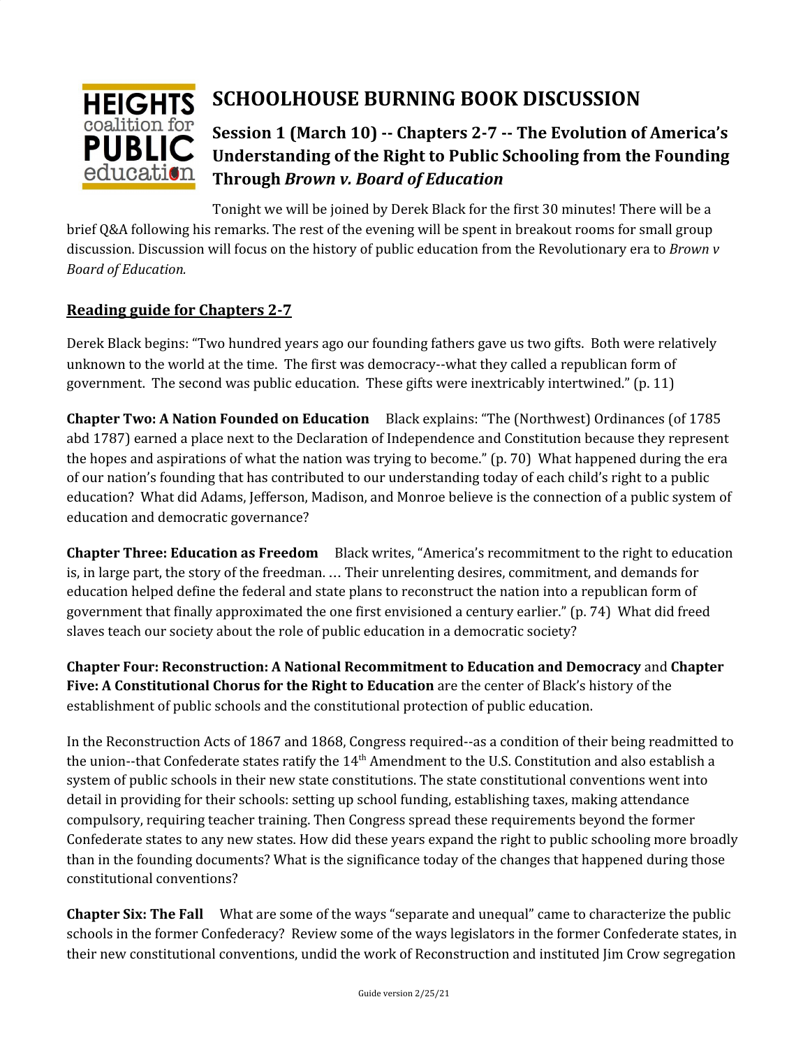# SCHOOLHOUSE BURNING BOOK DISCUSSION

## Session 1 (March 10) -- Chapters 2-7 -- The Evolution of America's Understanding of the Right to Public Schooling from the Founding Through *Brown v. Board of Education*

Tonight we will be joined by Derek Black for the first 30 minutes! There will be a brief Q&A following his remarks. The rest of the evening will be spent in breakout rooms for small group discussion. Discussion will focus on the history of public education from the Revolutionary era to *Brown v Board of Education.*

### Reading guide for Chapters 2-7

Derek Black begins: "Two hundred years ago our founding fathers gave us two gifts. Both were relatively unknown to the world at the time. The first was democracy--what they called a republican form of government. The second was public education. These gifts were inextricably intertwined." (p. 11)

**Chapter Two: A Nation Founded on Education** Black explains: "The (Northwest) Ordinances (of 1785 abd 1787) earned a place next to the Declaration of Independence and Constitution because they represent the hopes and aspirations of what the nation was trying to become." (p. 70) What happened during the era of our nation's founding that has contributed to our understanding today of each child's right to a public education? What did Adams, Jefferson, Madison, and Monroe believe is the connection of a public system of education and democratic governance?

**Chapter Three: Education as Freedom** Black writes, "America's recommitment to the right to education is, in large part, the story of the freedman. … Their unrelenting desires, commitment, and demands for education helped define the federal and state plans to reconstruct the nation into a republican form of government that finally approximated the one first envisioned a century earlier." (p. 74) What did freed slaves teach our society about the role of public education in a democratic society?

**Chapter Four: Reconstruction: A National Recommitment to Education and Democracy** and **Chapter Five: A Constitutional Chorus for the Right to Education** are the center of Black's history of the establishment of public schools and the constitutional protection of public education.

In the Reconstruction Acts of 1867 and 1868, Congress required--as a condition of their being readmitted to the union--that Confederate states ratify the 14th Amendment to the U.S. Constitution and also establish a system of public schools in their new state constitutions. The state constitutional conventions went into detail in providing for their schools: setting up school funding, establishing taxes, making attendance compulsory, requiring teacher training. Then Congress spread these requirements beyond the former Confederate states to any new states. How did these years expand the right to public schooling more broadly than in the founding documents? What is the significance today of the changes that happened during those constitutional conventions?

**Chapter Six: The Fall** What are some of the ways "separate and unequal" came to characterize the public schools in the former Confederacy? Review some of the ways legislators in the former Confederate states, in their new constitutional conventions, undid the work of Reconstruction and instituted Jim Crow segregation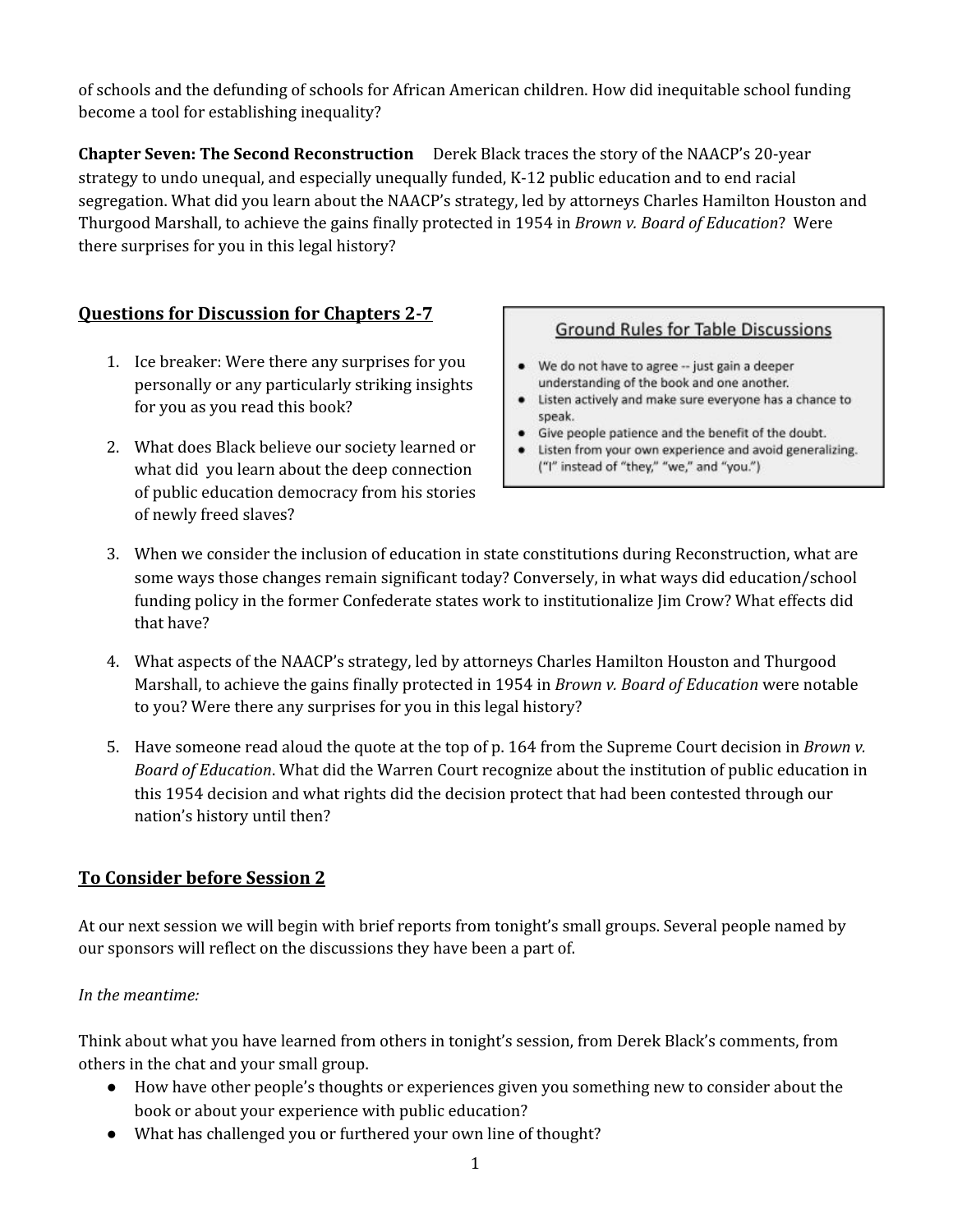of schools and the defunding of schools for African American children. How did inequitable school funding become a tool for establishing inequality?

**Chapter Seven: The Second Reconstruction** Derek Black traces the story of the NAACP's 20-year strategy to undo unequal, and especially unequally funded, K-12 public education and to end racial segregation. What did you learn about the NAACP's strategy, led by attorneys Charles Hamilton Houston and Thurgood Marshall, to achieve the gains finally protected in 1954 in *Brown v. Board of Education*? Were there surprises for you in this legal history?

## Questions for Discussion for Chapters 2-7

**Ground Rules for Table Discussions**

- We do not have to agree -- just gain a deeper understanding of the book and one another.
- Listen actively and make sure everyone has a chance to speak.
- Give people patience and the benefit of the doubt.
- Listen from your own experience and avoid generalizing. ("I" instead of "they," "we," and "you.")

1. Ice breaker: Were there any surprises for you personally or any particularly striking insights for you as you read this book?
2. What does Black believe our society learned or what did you learn about the deep connection of public education democracy from his stories of newly freed slaves?
3. When we consider the inclusion of education in state constitutions during Reconstruction, what are some ways those changes remain significant today? Conversely, in what ways did education/school funding policy in the former Confederate states work to institutionalize Jim Crow? What effects did that have?
4. What aspects of the NAACP's strategy, led by attorneys Charles Hamilton Houston and Thurgood Marshall, to achieve the gains finally protected in 1954 in *Brown v. Board of Education* were notable to you? Were there any surprises for you in this legal history?
5. Have someone read aloud the quote at the top of p. 164 from the Supreme Court decision in *Brown v. Board of Education*. What did the Warren Court recognize about the institution of public education in this 1954 decision and what rights did the decision protect that had been contested through our nation's history until then?

## To Consider before Session 2

At our next session we will begin with brief reports from tonight's small groups. Several people named by our sponsors will reflect on the discussions they have been a part of.

*In the meantime:*

Think about what you have learned from others in tonight's session, from Derek Black's comments, from others in the chat and your small group.

- How have other people's thoughts or experiences given you something new to consider about the book or about your experience with public education?
- What has challenged you or furthered your own line of thought?